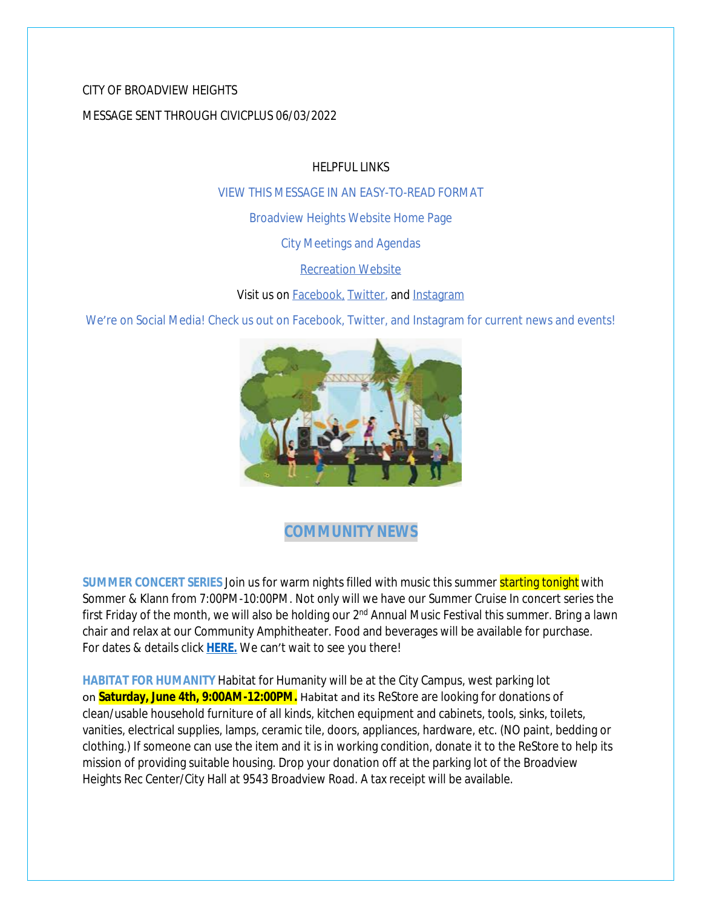CITY OF BROADVIEW HEIGHTS

MESSAGE SENT THROUGH CIVICPLUS 06/03/2022

HELPFUL LINKS

VIEW THIS MESSAGE IN AN EASY-TO-READ FORMAT

Broadview Heights Website Home Page

City Meetings and Agendas

Recreation Website

Visit us on Facebook, Twitter, and Instagram

We're on Social Media! Check us out on Facebook, Twitter, and Instagram for current news and events!

## COMMUNITY NEWS

**SUMMER CONCERT SERIES** Join us for warm nights filled with music this summer starting tonight with Sommer & Klann from 7:00PM-10:00PM. Not only will we have our Summer Cruise In concert series the first Friday of the month, we will also be holding our 2nd Annual Music Festival this summer. Bring a lawn chair and relax at our Community Amphitheater. Food and beverages will be available for purchase. For dates & details click **HERE.** We can't wait to see you there!

**HABITAT FOR HUMANITY** Habitat for Humanity will be at the City Campus, west parking lot on **Saturday, June 4th, 9:00AM-12:00PM.** Habitat and its ReStore are looking for donations of clean/usable household furniture of all kinds, kitchen equipment and cabinets, tools, sinks, toilets, vanities, electrical supplies, lamps, ceramic tile, doors, appliances, hardware, etc. (NO paint, bedding or clothing.) If someone can use the item and it is in working condition, donate it to the ReStore to help its mission of providing suitable housing. Drop your donation off at the parking lot of the Broadview Heights Rec Center/City Hall at 9543 Broadview Road. A tax receipt will be available.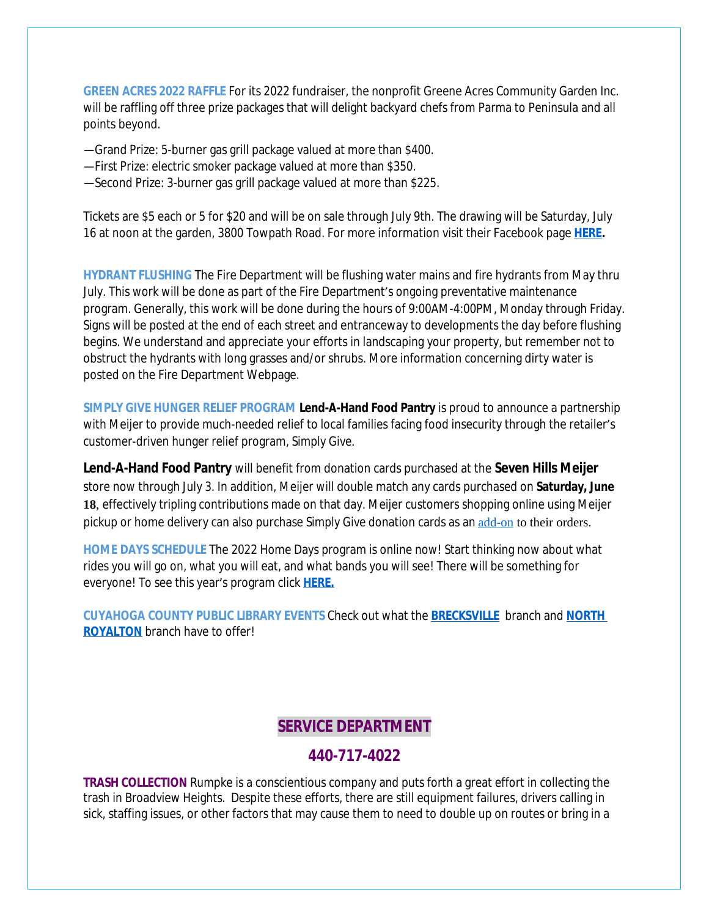**GREEN ACRES 2022 RAFFLE** For its 2022 fundraiser, the nonprofit Greene Acres Community Garden Inc. will be raffling off three prize packages that will delight backyard chefs from Parma to Peninsula and all points beyond.

—Grand Prize: 5-burner gas grill package valued at more than $400.
—First Prize: electric smoker package valued at more than $350.
—Second Prize: 3-burner gas grill package valued at more than $225.

Tickets are $5 each or 5 for $20 and will be on sale through July 9th. The drawing will be Saturday, July 16 at noon at the garden, 3800 Towpath Road. For more information visit their Facebook page **HERE.**

**HYDRANT FLUSHING** The Fire Department will be flushing water mains and fire hydrants from May thru July. This work will be done as part of the Fire Department's ongoing preventative maintenance program. Generally, this work will be done during the hours of 9:00AM-4:00PM, Monday through Friday. Signs will be posted at the end of each street and entranceway to developments the day before flushing begins. We understand and appreciate your efforts in landscaping your property, but remember not to obstruct the hydrants with long grasses and/or shrubs. More information concerning dirty water is posted on the Fire Department Webpage.

**SIMPLY GIVE HUNGER RELIEF PROGRAM** **Lend-A-Hand Food Pantry** is proud to announce a partnership with Meijer to provide much-needed relief to local families facing food insecurity through the retailer's customer-driven hunger relief program, Simply Give.

**Lend-A-Hand Food Pantry** will benefit from donation cards purchased at the **Seven Hills Meijer** store now through July 3. In addition, Meijer will double match any cards purchased on **Saturday, June 18**, effectively tripling contributions made on that day. Meijer customers shopping online using Meijer pickup or home delivery can also purchase Simply Give donation cards as an add-on to their orders.

**HOME DAYS SCHEDULE** The 2022 Home Days program is online now! Start thinking now about what rides you will go on, what you will eat, and what bands you will see! There will be something for everyone! To see this year's program click **HERE.**

**CUYAHOGA COUNTY PUBLIC LIBRARY EVENTS** Check out what the **BRECKSVILLE** branch and **NORTH ROYALTON** branch have to offer!

## SERVICE DEPARTMENT

## 440-717-4022

**TRASH COLLECTION** Rumpke is a conscientious company and puts forth a great effort in collecting the trash in Broadview Heights. Despite these efforts, there are still equipment failures, drivers calling in sick, staffing issues, or other factors that may cause them to need to double up on routes or bring in a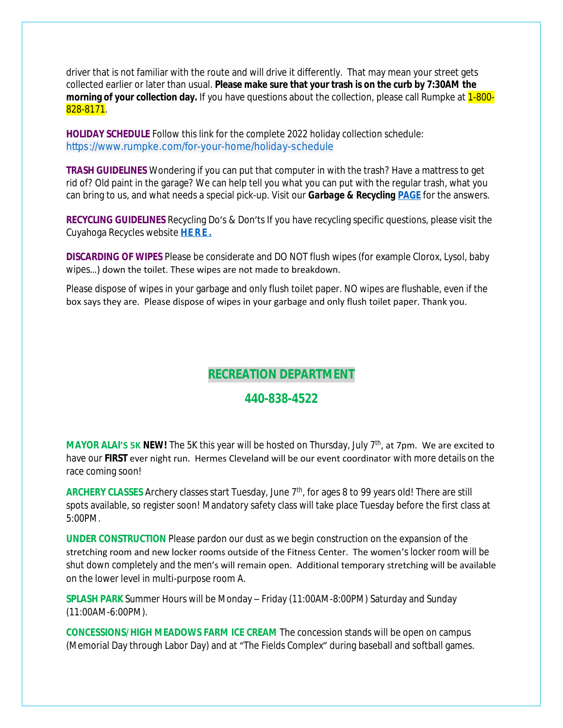driver that is not familiar with the route and will drive it differently. That may mean your street gets collected earlier or later than usual. **Please make sure that your trash is on the curb by 7:30AM the morning of your collection day.** If you have questions about the collection, please call Rumpke at 1-800-828-8171.

**HOLIDAY SCHEDULE** Follow this link for the complete 2022 holiday collection schedule: https://www.rumpke.com/for-your-home/holiday-schedule

**TRASH GUIDELINES** Wondering if you can put that computer in with the trash? Have a mattress to get rid of? Old paint in the garage? We can help tell you what you can put with the regular trash, what you can bring to us, and what needs a special pick-up. Visit our ***Garbage & Recycling*** **PAGE** for the answers.

**RECYCLING GUIDELINES** Recycling Do's & Don'ts If you have recycling specific questions, please visit the Cuyahoga Recycles website **HERE.**

**DISCARDING OF WIPES** Please be considerate and DO NOT flush wipes (for example Clorox, Lysol, baby wipes…) down the toilet. These wipes are not made to breakdown.

Please dispose of wipes in your garbage and only flush toilet paper. NO wipes are flushable, even if the box says they are. Please dispose of wipes in your garbage and only flush toilet paper. Thank you.

## RECREATION DEPARTMENT

## 440-838-4522

**MAYOR ALAI'S 5K** **NEW!** The 5K this year will be hosted on Thursday, July 7th, at 7pm. We are excited to have our **FIRST** ever night run. Hermes Cleveland will be our event coordinator with more details on the race coming soon!

**ARCHERY CLASSES** Archery classes start Tuesday, June 7th, for ages 8 to 99 years old! There are still spots available, so register soon! Mandatory safety class will take place Tuesday before the first class at 5:00PM.

**UNDER CONSTRUCTION** Please pardon our dust as we begin construction on the expansion of the stretching room and new locker rooms outside of the Fitness Center. The women's locker room will be shut down completely and the men's will remain open. Additional temporary stretching will be available on the lower level in multi-purpose room A.

**SPLASH PARK** Summer Hours will be Monday – Friday (11:00AM-8:00PM) Saturday and Sunday (11:00AM-6:00PM).

**CONCESSIONS/HIGH MEADOWS FARM ICE CREAM** The concession stands will be open on campus (Memorial Day through Labor Day) and at "The Fields Complex" during baseball and softball games.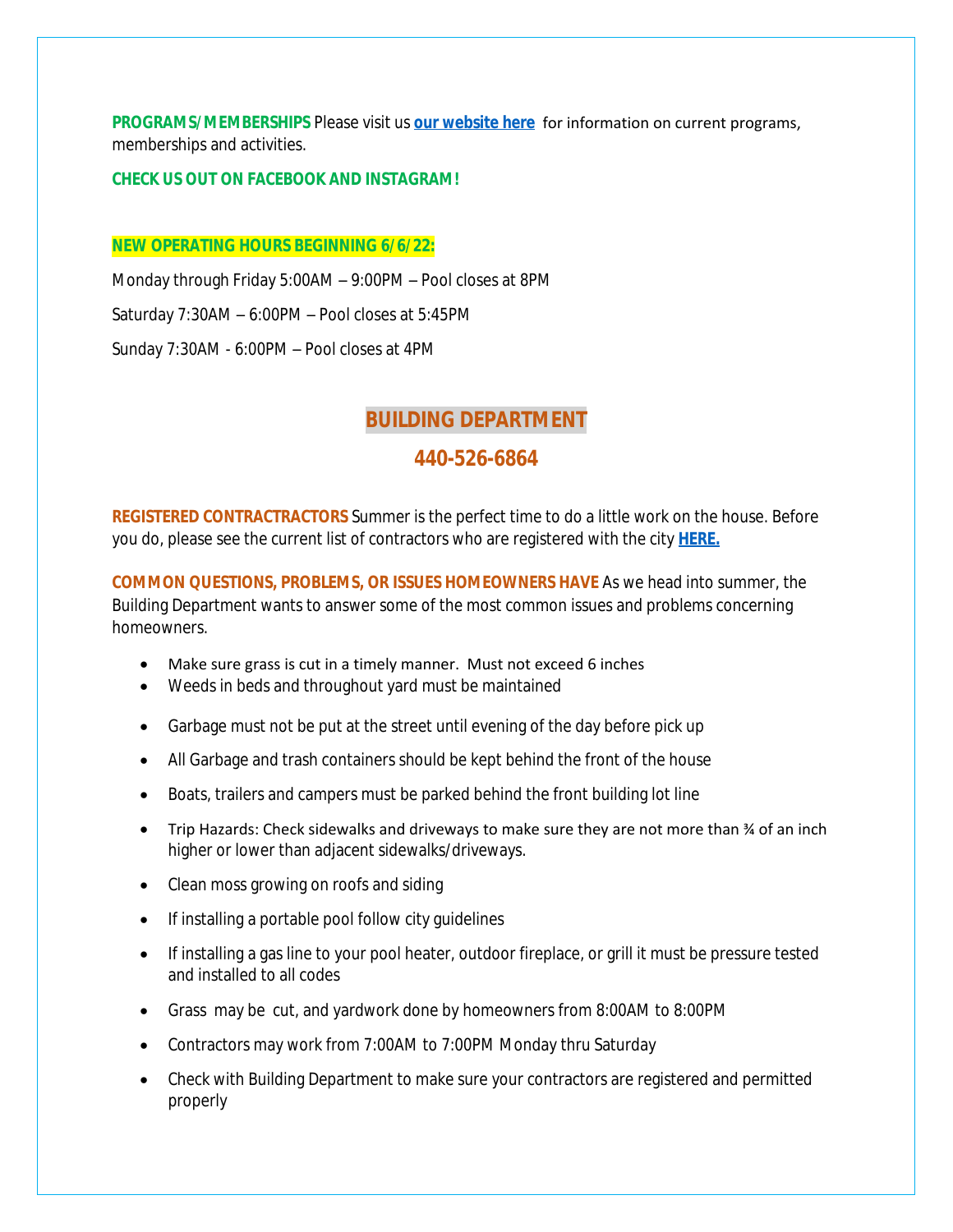**PROGRAMS/MEMBERSHIPS** Please visit us **our website here** for information on current programs, memberships and activities.

**CHECK US OUT ON FACEBOOK AND INSTAGRAM!**

**NEW OPERATING HOURS BEGINNING 6/6/22:**

Monday through Friday 5:00AM – 9:00PM – Pool closes at 8PM

Saturday 7:30AM – 6:00PM – Pool closes at 5:45PM

Sunday 7:30AM - 6:00PM – Pool closes at 4PM

## BUILDING DEPARTMENT

## 440-526-6864

**REGISTERED CONTRACTRACTORS** Summer is the perfect time to do a little work on the house. Before you do, please see the current list of contractors who are registered with the city **HERE.**

**COMMON QUESTIONS, PROBLEMS, OR ISSUES HOMEOWNERS HAVE** As we head into summer, the Building Department wants to answer some of the most common issues and problems concerning homeowners.

- Make sure grass is cut in a timely manner. Must not exceed 6 inches
- Weeds in beds and throughout yard must be maintained
- Garbage must not be put at the street until evening of the day before pick up
- All Garbage and trash containers should be kept behind the front of the house
- Boats, trailers and campers must be parked behind the front building lot line
- Trip Hazards: Check sidewalks and driveways to make sure they are not more than ¾ of an inch higher or lower than adjacent sidewalks/driveways.
- Clean moss growing on roofs and siding
- If installing a portable pool follow city guidelines
- If installing a gas line to your pool heater, outdoor fireplace, or grill it must be pressure tested and installed to all codes
- Grass may be cut, and yardwork done by homeowners from 8:00AM to 8:00PM
- Contractors may work from 7:00AM to 7:00PM Monday thru Saturday
- Check with Building Department to make sure your contractors are registered and permitted properly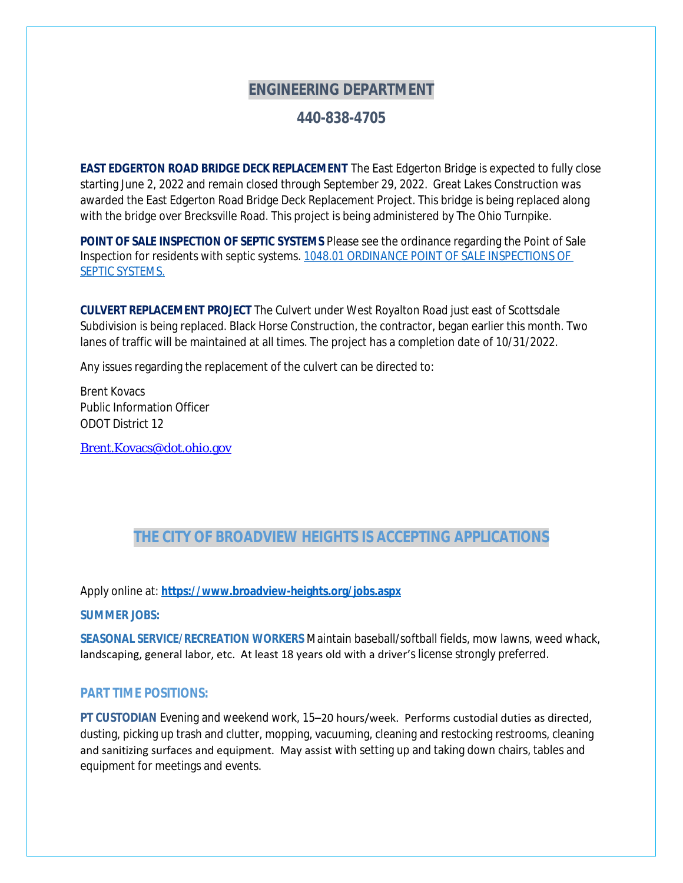## ENGINEERING DEPARTMENT

## 440-838-4705

**EAST EDGERTON ROAD BRIDGE DECK REPLACEMENT** The East Edgerton Bridge is expected to fully close starting June 2, 2022 and remain closed through September 29, 2022. Great Lakes Construction was awarded the East Edgerton Road Bridge Deck Replacement Project. This bridge is being replaced along with the bridge over Brecksville Road. This project is being administered by The Ohio Turnpike.

**POINT OF SALE INSPECTION OF SEPTIC SYSTEMS** Please see the ordinance regarding the Point of Sale Inspection for residents with septic systems. [1048.01 ORDINANCE POINT OF SALE INSPECTIONS OF SEPTIC SYSTEMS.]()

**CULVERT REPLACEMENT PROJECT** The Culvert under West Royalton Road just east of Scottsdale Subdivision is being replaced. Black Horse Construction, the contractor, began earlier this month. Two lanes of traffic will be maintained at all times. The project has a completion date of 10/31/2022.

Any issues regarding the replacement of the culvert can be directed to:

Brent Kovacs
Public Information Officer
ODOT District 12

Brent.Kovacs@dot.ohio.gov

## THE CITY OF BROADVIEW HEIGHTS IS ACCEPTING APPLICATIONS

Apply online at: **https://www.broadview-heights.org/jobs.aspx**

**SUMMER JOBS:**

**SEASONAL SERVICE/RECREATION WORKERS** Maintain baseball/softball fields, mow lawns, weed whack, landscaping, general labor, etc. At least 18 years old with a driver's license strongly preferred.

### PART TIME POSITIONS:

**PT CUSTODIAN** Evening and weekend work, 15–20 hours/week. Performs custodial duties as directed, dusting, picking up trash and clutter, mopping, vacuuming, cleaning and restocking restrooms, cleaning and sanitizing surfaces and equipment. May assist with setting up and taking down chairs, tables and equipment for meetings and events.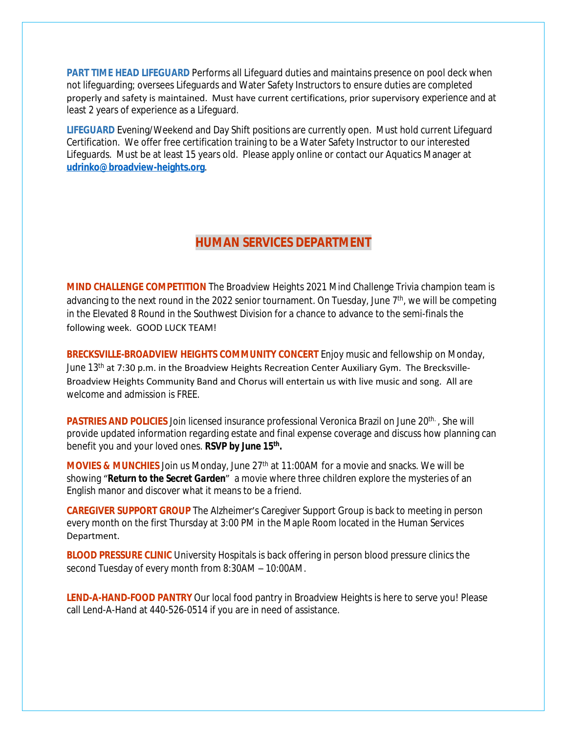**PART TIME HEAD LIFEGUARD** Performs all Lifeguard duties and maintains presence on pool deck when not lifeguarding; oversees Lifeguards and Water Safety Instructors to ensure duties are completed properly and safety is maintained. Must have current certifications, prior supervisory experience and at least 2 years of experience as a Lifeguard.

**LIFEGUARD** Evening/Weekend and Day Shift positions are currently open. Must hold current Lifeguard Certification. We offer free certification training to be a Water Safety Instructor to our interested Lifeguards. Must be at least 15 years old. Please apply online or contact our Aquatics Manager at **udrinko@broadview-heights.org**.

## HUMAN SERVICES DEPARTMENT

**MIND CHALLENGE COMPETITION** The Broadview Heights 2021 Mind Challenge Trivia champion team is advancing to the next round in the 2022 senior tournament. On Tuesday, June 7th, we will be competing in the Elevated 8 Round in the Southwest Division for a chance to advance to the semi-finals the following week. GOOD LUCK TEAM!

**BRECKSVILLE-BROADVIEW HEIGHTS COMMUNITY CONCERT** Enjoy music and fellowship on Monday, June 13th at 7:30 p.m. in the Broadview Heights Recreation Center Auxiliary Gym. The Brecksville-Broadview Heights Community Band and Chorus will entertain us with live music and song. All are welcome and admission is FREE.

**PASTRIES AND POLICIES** Join licensed insurance professional Veronica Brazil on June 20th., She will provide updated information regarding estate and final expense coverage and discuss how planning can benefit you and your loved ones. **RSVP by June 15th.**

**MOVIES & MUNCHIES** Join us Monday, June 27th at 11:00AM for a movie and snacks. We will be showing "***Return to the Secret Garden***" a movie where three children explore the mysteries of an English manor and discover what it means to be a friend.

**CAREGIVER SUPPORT GROUP** The Alzheimer's Caregiver Support Group is back to meeting in person every month on the first Thursday at 3:00 PM in the Maple Room located in the Human Services Department.

**BLOOD PRESSURE CLINIC** University Hospitals is back offering in person blood pressure clinics the second Tuesday of every month from 8:30AM – 10:00AM.

**LEND-A-HAND-FOOD PANTRY** Our local food pantry in Broadview Heights is here to serve you! Please call Lend-A-Hand at 440-526-0514 if you are in need of assistance.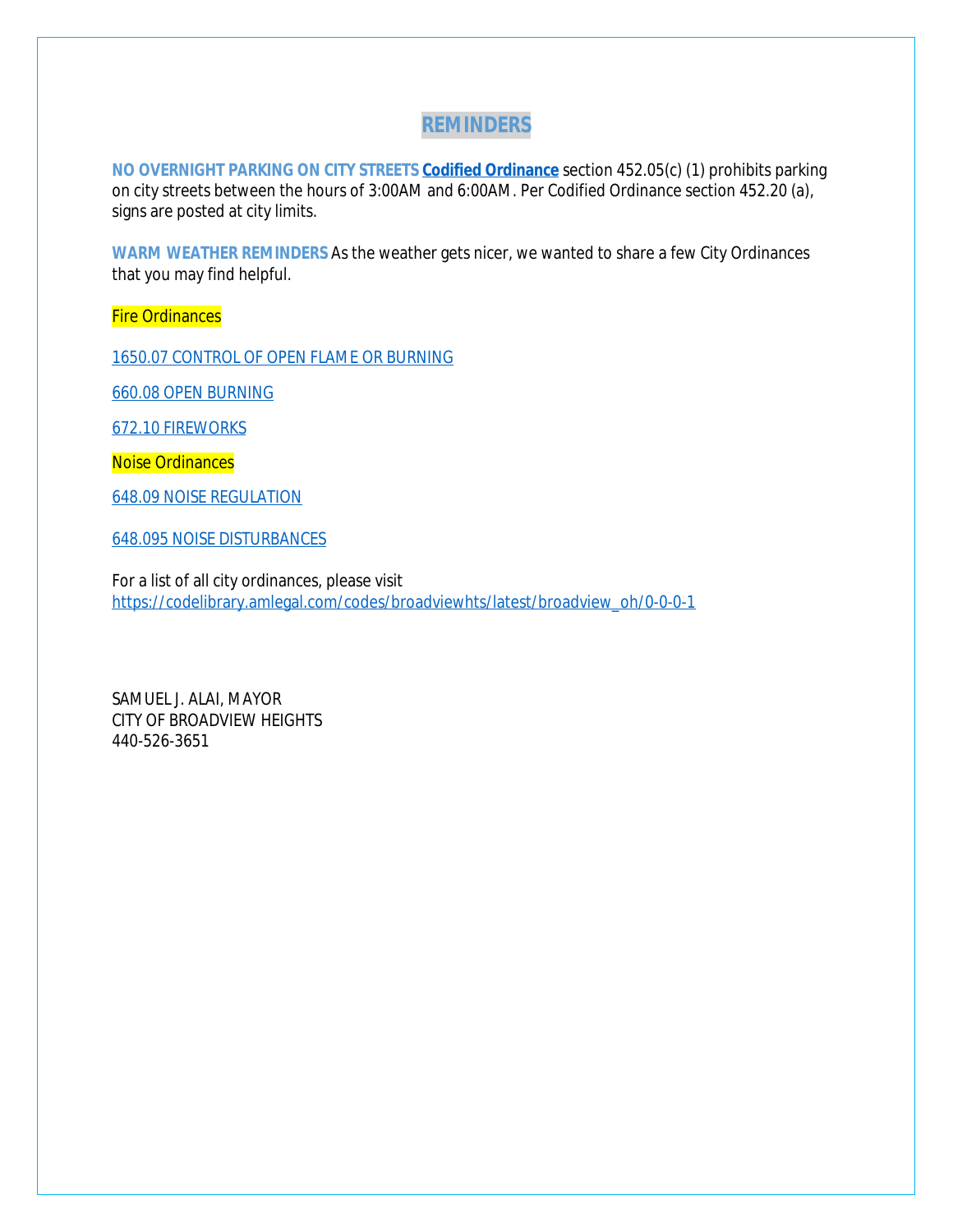## REMINDERS

**NO OVERNIGHT PARKING ON CITY STREETS** **Codified Ordinance** section 452.05(c) (1) prohibits parking on city streets between the hours of 3:00AM and 6:00AM. Per Codified Ordinance section 452.20 (a), signs are posted at city limits.

**WARM WEATHER REMINDERS** As the weather gets nicer, we wanted to share a few City Ordinances that you may find helpful.

Fire Ordinances

1650.07 CONTROL OF OPEN FLAME OR BURNING

660.08 OPEN BURNING

672.10 FIREWORKS

Noise Ordinances

648.09 NOISE REGULATION

648.095 NOISE DISTURBANCES

For a list of all city ordinances, please visit
https://codelibrary.amlegal.com/codes/broadviewhts/latest/broadview_oh/0-0-0-1

SAMUEL J. ALAI, MAYOR
CITY OF BROADVIEW HEIGHTS
440-526-3651